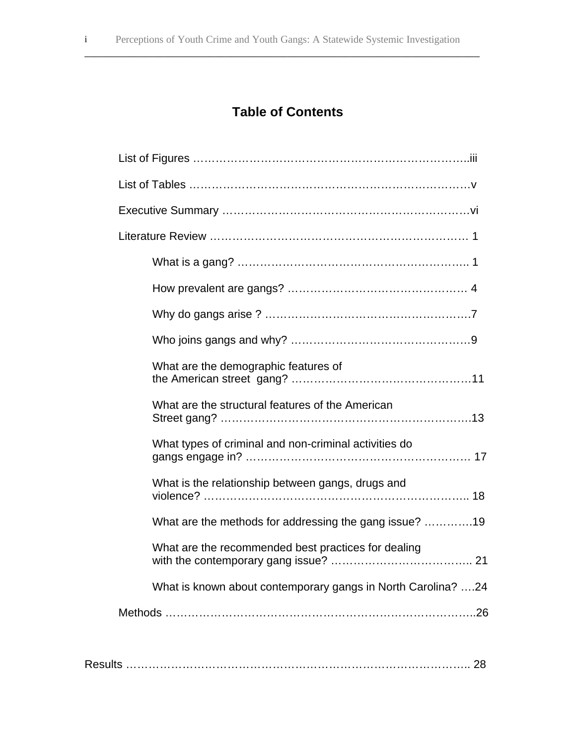# Table of Contents

List of Figures ……………………………………………………………………..iii

List of Tables ………………………………………………………………………v

Executive Summary ……………………………………………………………….vi

Literature Review ………………………………………………………………… 1

- What is a gang? ………………………………………………………….. 1
- How prevalent are gangs? ………………………………………… 4
- Why do gangs arise ? ……………………………………………….7
- Who joins gangs and why? …………………………………………9
- What are the demographic features of the American street gang? …………………………………………11
- What are the structural features of the American Street gang? ……………………………………………………….13
- What types of criminal and non-criminal activities do gangs engage in? ……………………………………………………. 17
- What is the relationship between gangs, drugs and violence? ……………………………………………………………. 18
- What are the methods for addressing the gang issue? ………….19
- What are the recommended best practices for dealing with the contemporary gang issue? ……………………………….. 21
- What is known about contemporary gangs in North Carolina? ….24

Methods ………………………………………………………………………………..26

Results ……………………………………………………………………………….. 28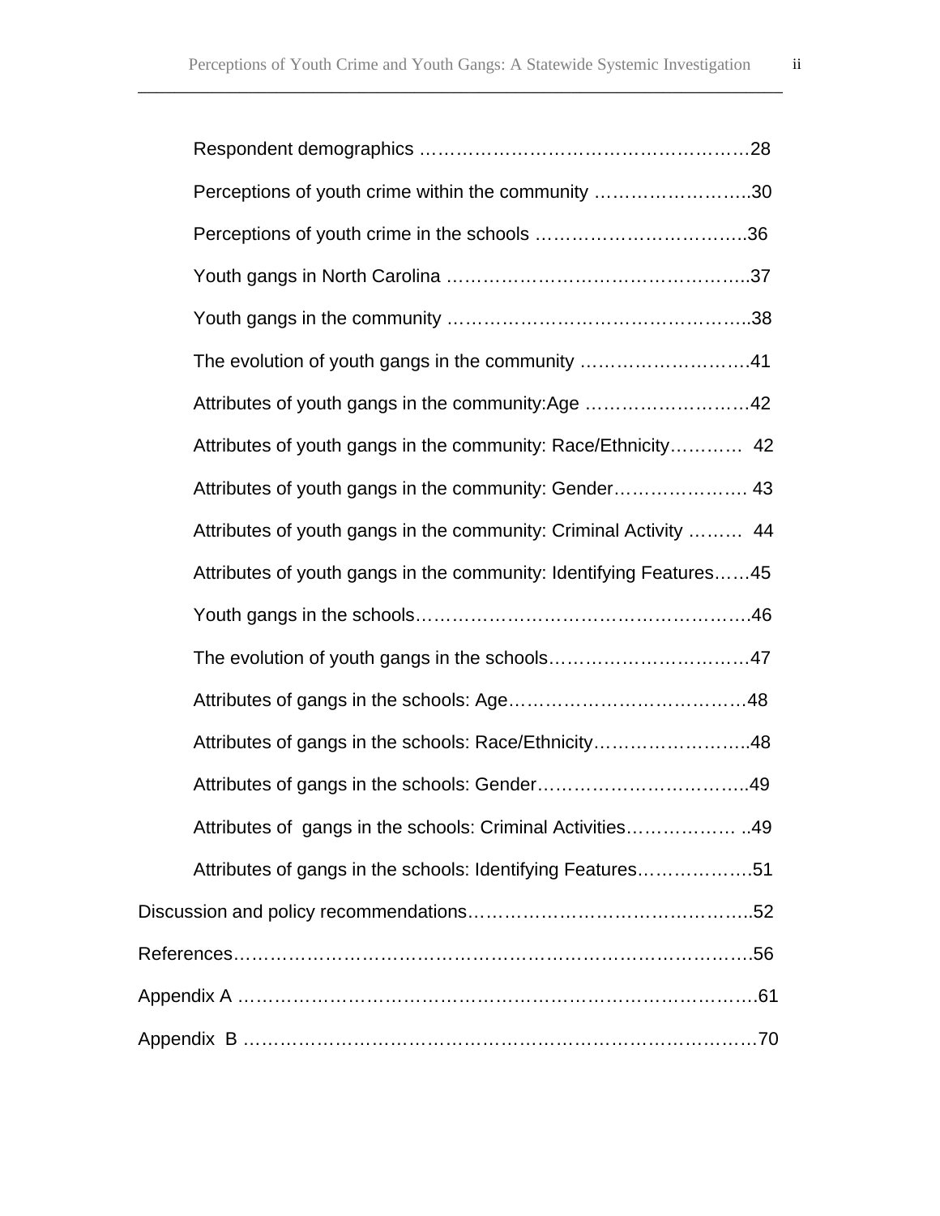Respondent demographics ……………………………………………28

Perceptions of youth crime within the community ……………………..30

Perceptions of youth crime in the schools ……………………………..36

Youth gangs in North Carolina …………………………………………..37

Youth gangs in the community …………………………………………..38

The evolution of youth gangs in the community ………………………41

Attributes of youth gangs in the community:Age ………………………42

Attributes of youth gangs in the community: Race/Ethnicity………… 42

Attributes of youth gangs in the community: Gender…………………. 43

Attributes of youth gangs in the community: Criminal Activity ……… 44

Attributes of youth gangs in the community: Identifying Features……45

Youth gangs in the schools………………………………………………..46

The evolution of youth gangs in the schools……………………………47

Attributes of gangs in the schools: Age…………………………………48

Attributes of gangs in the schools: Race/Ethnicity……………………..48

Attributes of gangs in the schools: Gender……………………………..49

Attributes of gangs in the schools: Criminal Activities……………… ..49

Attributes of gangs in the schools: Identifying Features……………….51

Discussion and policy recommendations………………………………………..52

References…………………………………………………………………………….56

Appendix A …………………………………………………………………………….61

Appendix B ……………………………………………………………………………70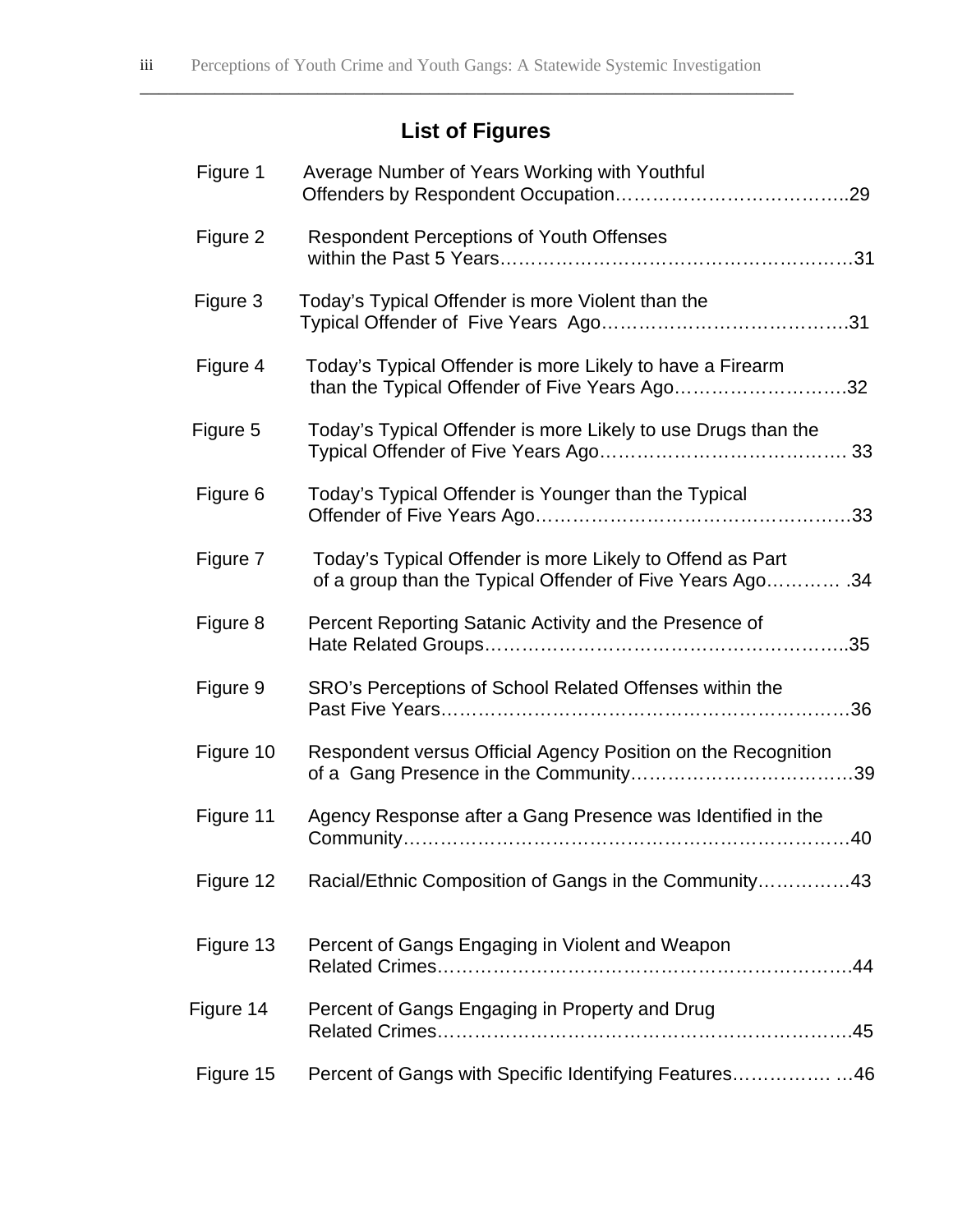## List of Figures

| | | |
|---|---|---|
| Figure 1 | Average Number of Years Working with Youthful Offenders by Respondent Occupation | 29 |
| Figure 2 | Respondent Perceptions of Youth Offenses within the Past 5 Years | 31 |
| Figure 3 | Today's Typical Offender is more Violent than the Typical Offender of Five Years Ago | 31 |
| Figure 4 | Today's Typical Offender is more Likely to have a Firearm than the Typical Offender of Five Years Ago | 32 |
| Figure 5 | Today's Typical Offender is more Likely to use Drugs than the Typical Offender of Five Years Ago | 33 |
| Figure 6 | Today's Typical Offender is Younger than the Typical Offender of Five Years Ago | 33 |
| Figure 7 | Today's Typical Offender is more Likely to Offend as Part of a group than the Typical Offender of Five Years Ago | 34 |
| Figure 8 | Percent Reporting Satanic Activity and the Presence of Hate Related Groups | 35 |
| Figure 9 | SRO's Perceptions of School Related Offenses within the Past Five Years | 36 |
| Figure 10 | Respondent versus Official Agency Position on the Recognition of a Gang Presence in the Community | 39 |
| Figure 11 | Agency Response after a Gang Presence was Identified in the Community | 40 |
| Figure 12 | Racial/Ethnic Composition of Gangs in the Community | 43 |
| Figure 13 | Percent of Gangs Engaging in Violent and Weapon Related Crimes | 44 |
| Figure 14 | Percent of Gangs Engaging in Property and Drug Related Crimes | 45 |
| Figure 15 | Percent of Gangs with Specific Identifying Features | 46 |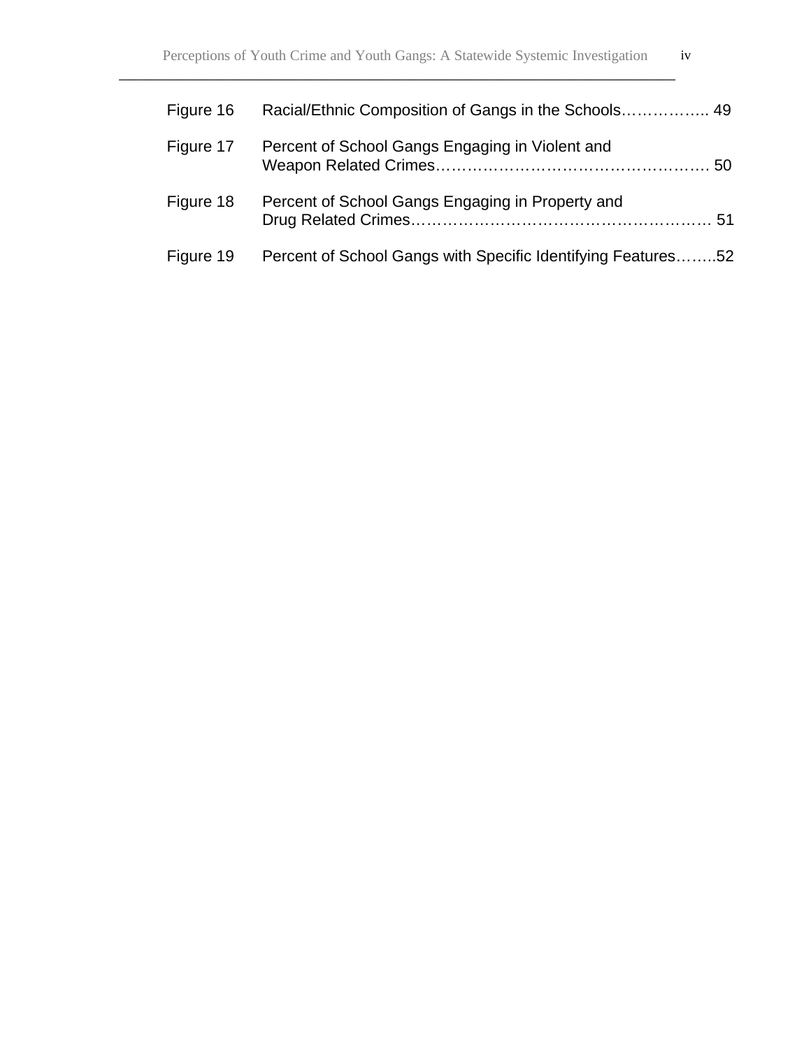| | | |
|---|---|---|
| Figure 16 | Racial/Ethnic Composition of Gangs in the Schools | 49 |
| Figure 17 | Percent of School Gangs Engaging in Violent and Weapon Related Crimes | 50 |
| Figure 18 | Percent of School Gangs Engaging in Property and Drug Related Crimes | 51 |
| Figure 19 | Percent of School Gangs with Specific Identifying Features | 52 |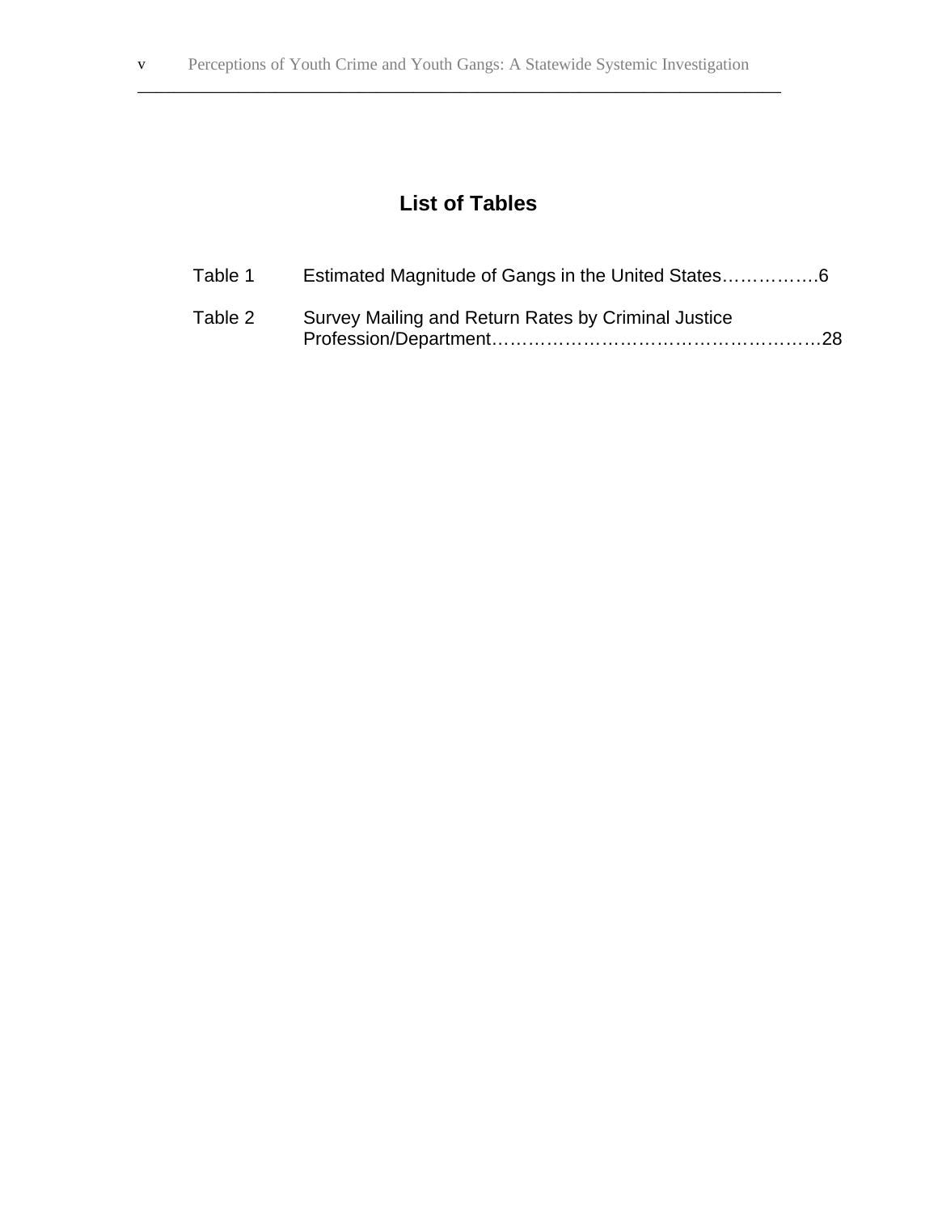# List of Tables

Table 1 Estimated Magnitude of Gangs in the United States…………….6

Table 2 Survey Mailing and Return Rates by Criminal Justice Profession/Department………………………………………………28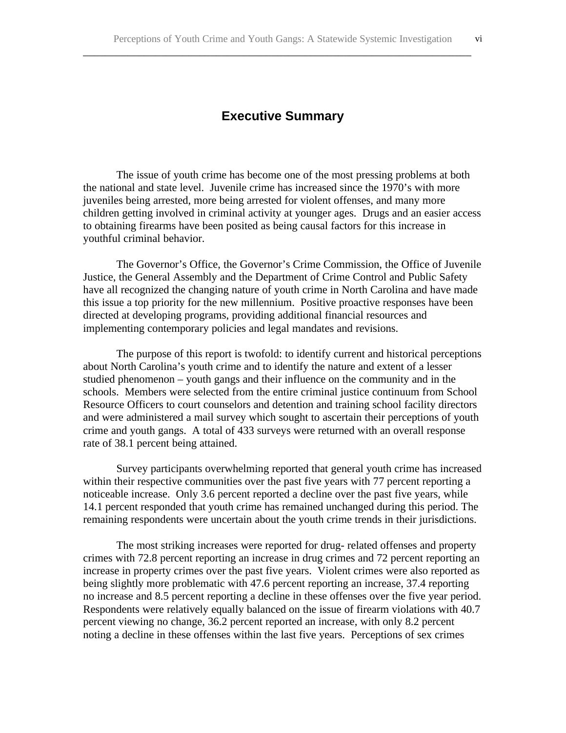# Executive Summary

The issue of youth crime has become one of the most pressing problems at both the national and state level. Juvenile crime has increased since the 1970's with more juveniles being arrested, more being arrested for violent offenses, and many more children getting involved in criminal activity at younger ages. Drugs and an easier access to obtaining firearms have been posited as being causal factors for this increase in youthful criminal behavior.

The Governor's Office, the Governor's Crime Commission, the Office of Juvenile Justice, the General Assembly and the Department of Crime Control and Public Safety have all recognized the changing nature of youth crime in North Carolina and have made this issue a top priority for the new millennium. Positive proactive responses have been directed at developing programs, providing additional financial resources and implementing contemporary policies and legal mandates and revisions.

The purpose of this report is twofold: to identify current and historical perceptions about North Carolina's youth crime and to identify the nature and extent of a lesser studied phenomenon – youth gangs and their influence on the community and in the schools. Members were selected from the entire criminal justice continuum from School Resource Officers to court counselors and detention and training school facility directors and were administered a mail survey which sought to ascertain their perceptions of youth crime and youth gangs. A total of 433 surveys were returned with an overall response rate of 38.1 percent being attained.

Survey participants overwhelming reported that general youth crime has increased within their respective communities over the past five years with 77 percent reporting a noticeable increase. Only 3.6 percent reported a decline over the past five years, while 14.1 percent responded that youth crime has remained unchanged during this period. The remaining respondents were uncertain about the youth crime trends in their jurisdictions.

The most striking increases were reported for drug- related offenses and property crimes with 72.8 percent reporting an increase in drug crimes and 72 percent reporting an increase in property crimes over the past five years. Violent crimes were also reported as being slightly more problematic with 47.6 percent reporting an increase, 37.4 reporting no increase and 8.5 percent reporting a decline in these offenses over the five year period. Respondents were relatively equally balanced on the issue of firearm violations with 40.7 percent viewing no change, 36.2 percent reported an increase, with only 8.2 percent noting a decline in these offenses within the last five years. Perceptions of sex crimes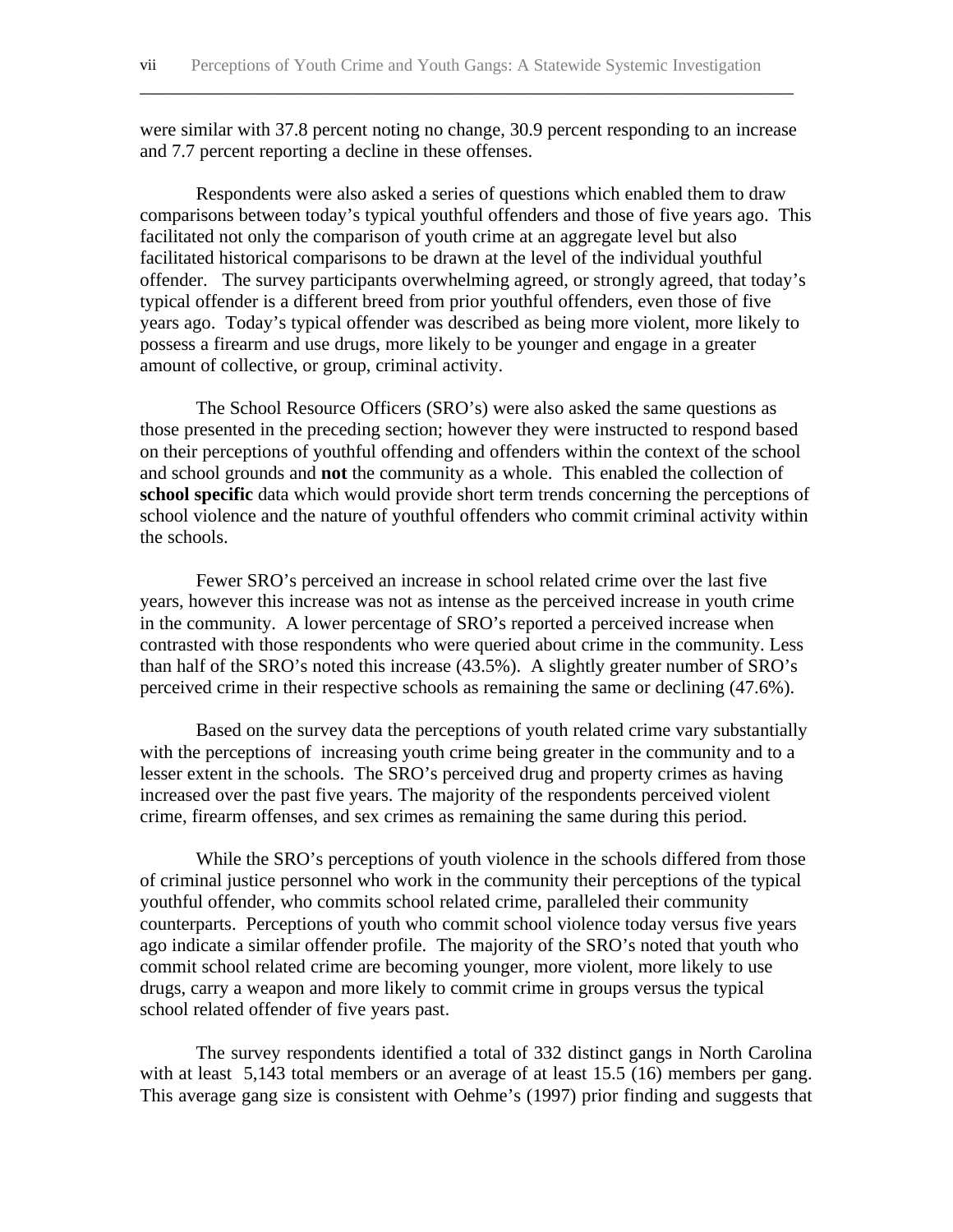were similar with 37.8 percent noting no change, 30.9 percent responding to an increase and 7.7 percent reporting a decline in these offenses.

Respondents were also asked a series of questions which enabled them to draw comparisons between today's typical youthful offenders and those of five years ago. This facilitated not only the comparison of youth crime at an aggregate level but also facilitated historical comparisons to be drawn at the level of the individual youthful offender. The survey participants overwhelming agreed, or strongly agreed, that today's typical offender is a different breed from prior youthful offenders, even those of five years ago. Today's typical offender was described as being more violent, more likely to possess a firearm and use drugs, more likely to be younger and engage in a greater amount of collective, or group, criminal activity.

The School Resource Officers (SRO's) were also asked the same questions as those presented in the preceding section; however they were instructed to respond based on their perceptions of youthful offending and offenders within the context of the school and school grounds and **not** the community as a whole. This enabled the collection of **school specific** data which would provide short term trends concerning the perceptions of school violence and the nature of youthful offenders who commit criminal activity within the schools.

Fewer SRO's perceived an increase in school related crime over the last five years, however this increase was not as intense as the perceived increase in youth crime in the community. A lower percentage of SRO's reported a perceived increase when contrasted with those respondents who were queried about crime in the community. Less than half of the SRO's noted this increase (43.5%). A slightly greater number of SRO's perceived crime in their respective schools as remaining the same or declining (47.6%).

Based on the survey data the perceptions of youth related crime vary substantially with the perceptions of increasing youth crime being greater in the community and to a lesser extent in the schools. The SRO's perceived drug and property crimes as having increased over the past five years. The majority of the respondents perceived violent crime, firearm offenses, and sex crimes as remaining the same during this period.

While the SRO's perceptions of youth violence in the schools differed from those of criminal justice personnel who work in the community their perceptions of the typical youthful offender, who commits school related crime, paralleled their community counterparts. Perceptions of youth who commit school violence today versus five years ago indicate a similar offender profile. The majority of the SRO's noted that youth who commit school related crime are becoming younger, more violent, more likely to use drugs, carry a weapon and more likely to commit crime in groups versus the typical school related offender of five years past.

The survey respondents identified a total of 332 distinct gangs in North Carolina with at least 5,143 total members or an average of at least 15.5 (16) members per gang. This average gang size is consistent with Oehme's (1997) prior finding and suggests that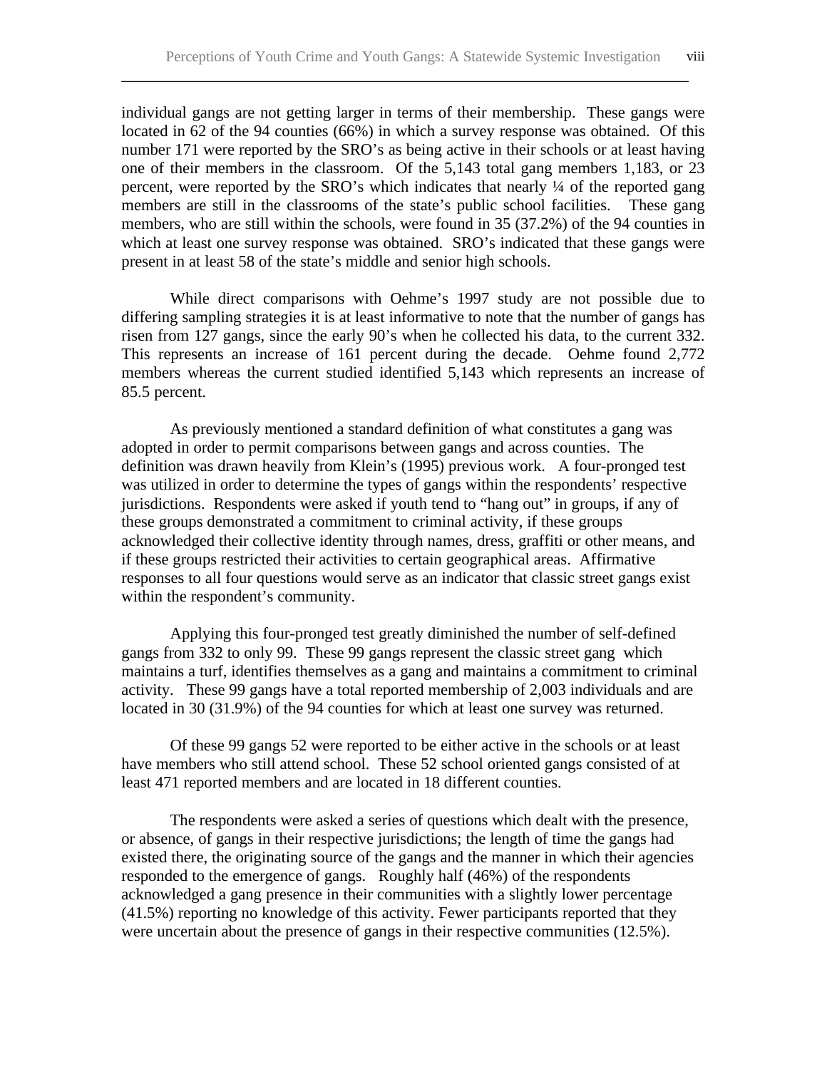individual gangs are not getting larger in terms of their membership. These gangs were located in 62 of the 94 counties (66%) in which a survey response was obtained. Of this number 171 were reported by the SRO's as being active in their schools or at least having one of their members in the classroom. Of the 5,143 total gang members 1,183, or 23 percent, were reported by the SRO's which indicates that nearly ¼ of the reported gang members are still in the classrooms of the state's public school facilities. These gang members, who are still within the schools, were found in 35 (37.2%) of the 94 counties in which at least one survey response was obtained. SRO's indicated that these gangs were present in at least 58 of the state's middle and senior high schools.

While direct comparisons with Oehme's 1997 study are not possible due to differing sampling strategies it is at least informative to note that the number of gangs has risen from 127 gangs, since the early 90's when he collected his data, to the current 332. This represents an increase of 161 percent during the decade. Oehme found 2,772 members whereas the current studied identified 5,143 which represents an increase of 85.5 percent.

As previously mentioned a standard definition of what constitutes a gang was adopted in order to permit comparisons between gangs and across counties. The definition was drawn heavily from Klein's (1995) previous work. A four-pronged test was utilized in order to determine the types of gangs within the respondents' respective jurisdictions. Respondents were asked if youth tend to "hang out" in groups, if any of these groups demonstrated a commitment to criminal activity, if these groups acknowledged their collective identity through names, dress, graffiti or other means, and if these groups restricted their activities to certain geographical areas. Affirmative responses to all four questions would serve as an indicator that classic street gangs exist within the respondent's community.

Applying this four-pronged test greatly diminished the number of self-defined gangs from 332 to only 99. These 99 gangs represent the classic street gang which maintains a turf, identifies themselves as a gang and maintains a commitment to criminal activity. These 99 gangs have a total reported membership of 2,003 individuals and are located in 30 (31.9%) of the 94 counties for which at least one survey was returned.

Of these 99 gangs 52 were reported to be either active in the schools or at least have members who still attend school. These 52 school oriented gangs consisted of at least 471 reported members and are located in 18 different counties.

The respondents were asked a series of questions which dealt with the presence, or absence, of gangs in their respective jurisdictions; the length of time the gangs had existed there, the originating source of the gangs and the manner in which their agencies responded to the emergence of gangs. Roughly half (46%) of the respondents acknowledged a gang presence in their communities with a slightly lower percentage (41.5%) reporting no knowledge of this activity. Fewer participants reported that they were uncertain about the presence of gangs in their respective communities (12.5%).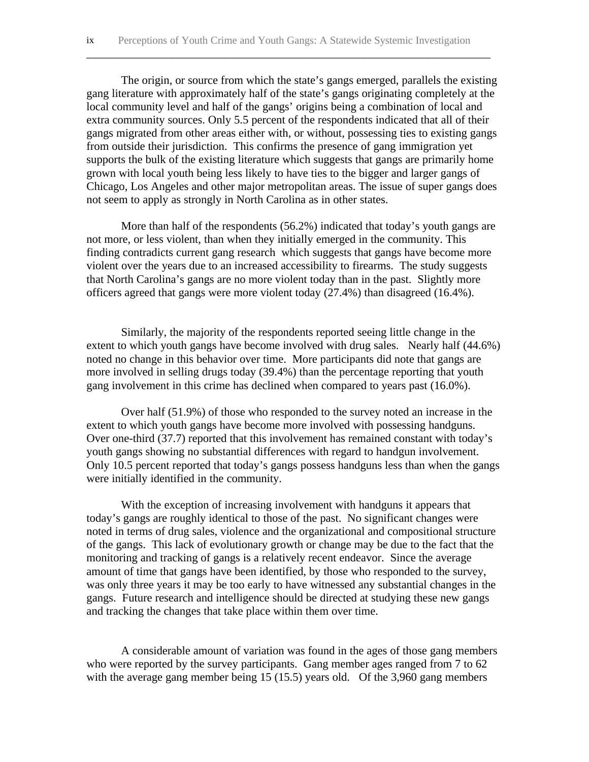The origin, or source from which the state's gangs emerged, parallels the existing gang literature with approximately half of the state's gangs originating completely at the local community level and half of the gangs' origins being a combination of local and extra community sources. Only 5.5 percent of the respondents indicated that all of their gangs migrated from other areas either with, or without, possessing ties to existing gangs from outside their jurisdiction. This confirms the presence of gang immigration yet supports the bulk of the existing literature which suggests that gangs are primarily home grown with local youth being less likely to have ties to the bigger and larger gangs of Chicago, Los Angeles and other major metropolitan areas. The issue of super gangs does not seem to apply as strongly in North Carolina as in other states.

More than half of the respondents (56.2%) indicated that today's youth gangs are not more, or less violent, than when they initially emerged in the community. This finding contradicts current gang research which suggests that gangs have become more violent over the years due to an increased accessibility to firearms. The study suggests that North Carolina's gangs are no more violent today than in the past. Slightly more officers agreed that gangs were more violent today (27.4%) than disagreed (16.4%).

Similarly, the majority of the respondents reported seeing little change in the extent to which youth gangs have become involved with drug sales. Nearly half (44.6%) noted no change in this behavior over time. More participants did note that gangs are more involved in selling drugs today (39.4%) than the percentage reporting that youth gang involvement in this crime has declined when compared to years past (16.0%).

Over half (51.9%) of those who responded to the survey noted an increase in the extent to which youth gangs have become more involved with possessing handguns. Over one-third (37.7) reported that this involvement has remained constant with today's youth gangs showing no substantial differences with regard to handgun involvement. Only 10.5 percent reported that today's gangs possess handguns less than when the gangs were initially identified in the community.

With the exception of increasing involvement with handguns it appears that today's gangs are roughly identical to those of the past. No significant changes were noted in terms of drug sales, violence and the organizational and compositional structure of the gangs. This lack of evolutionary growth or change may be due to the fact that the monitoring and tracking of gangs is a relatively recent endeavor. Since the average amount of time that gangs have been identified, by those who responded to the survey, was only three years it may be too early to have witnessed any substantial changes in the gangs. Future research and intelligence should be directed at studying these new gangs and tracking the changes that take place within them over time.

A considerable amount of variation was found in the ages of those gang members who were reported by the survey participants. Gang member ages ranged from 7 to 62 with the average gang member being 15 (15.5) years old. Of the 3,960 gang members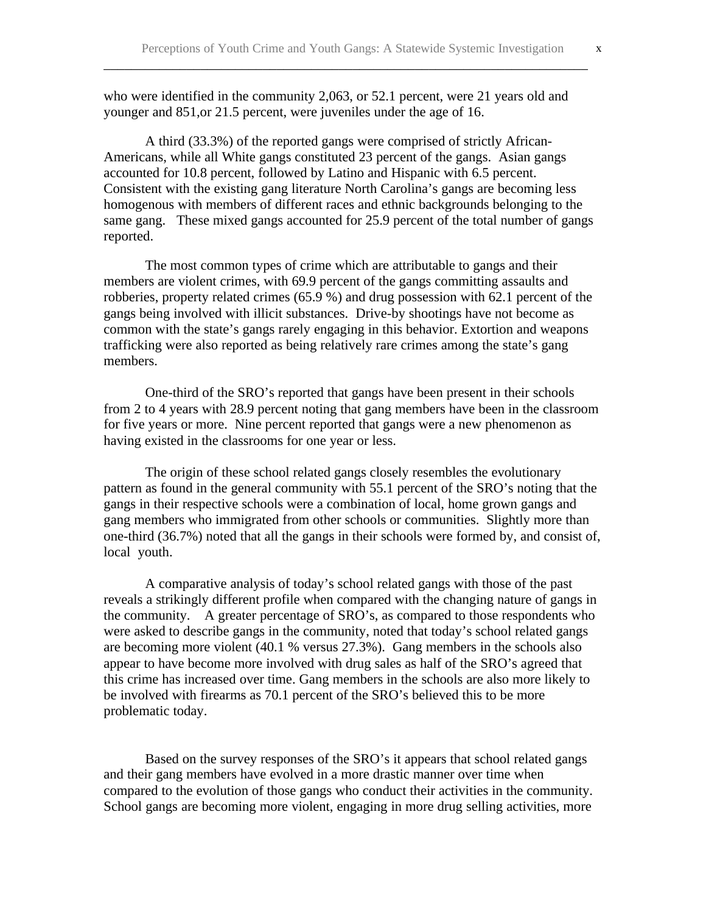who were identified in the community 2,063, or 52.1 percent, were 21 years old and younger and 851,or 21.5 percent, were juveniles under the age of 16.

A third (33.3%) of the reported gangs were comprised of strictly African-Americans, while all White gangs constituted 23 percent of the gangs. Asian gangs accounted for 10.8 percent, followed by Latino and Hispanic with 6.5 percent. Consistent with the existing gang literature North Carolina's gangs are becoming less homogenous with members of different races and ethnic backgrounds belonging to the same gang. These mixed gangs accounted for 25.9 percent of the total number of gangs reported.

The most common types of crime which are attributable to gangs and their members are violent crimes, with 69.9 percent of the gangs committing assaults and robberies, property related crimes (65.9 %) and drug possession with 62.1 percent of the gangs being involved with illicit substances. Drive-by shootings have not become as common with the state's gangs rarely engaging in this behavior. Extortion and weapons trafficking were also reported as being relatively rare crimes among the state's gang members.

One-third of the SRO's reported that gangs have been present in their schools from 2 to 4 years with 28.9 percent noting that gang members have been in the classroom for five years or more. Nine percent reported that gangs were a new phenomenon as having existed in the classrooms for one year or less.

The origin of these school related gangs closely resembles the evolutionary pattern as found in the general community with 55.1 percent of the SRO's noting that the gangs in their respective schools were a combination of local, home grown gangs and gang members who immigrated from other schools or communities. Slightly more than one-third (36.7%) noted that all the gangs in their schools were formed by, and consist of, local youth.

A comparative analysis of today's school related gangs with those of the past reveals a strikingly different profile when compared with the changing nature of gangs in the community. A greater percentage of SRO's, as compared to those respondents who were asked to describe gangs in the community, noted that today's school related gangs are becoming more violent (40.1 % versus 27.3%). Gang members in the schools also appear to have become more involved with drug sales as half of the SRO's agreed that this crime has increased over time. Gang members in the schools are also more likely to be involved with firearms as 70.1 percent of the SRO's believed this to be more problematic today.

Based on the survey responses of the SRO's it appears that school related gangs and their gang members have evolved in a more drastic manner over time when compared to the evolution of those gangs who conduct their activities in the community. School gangs are becoming more violent, engaging in more drug selling activities, more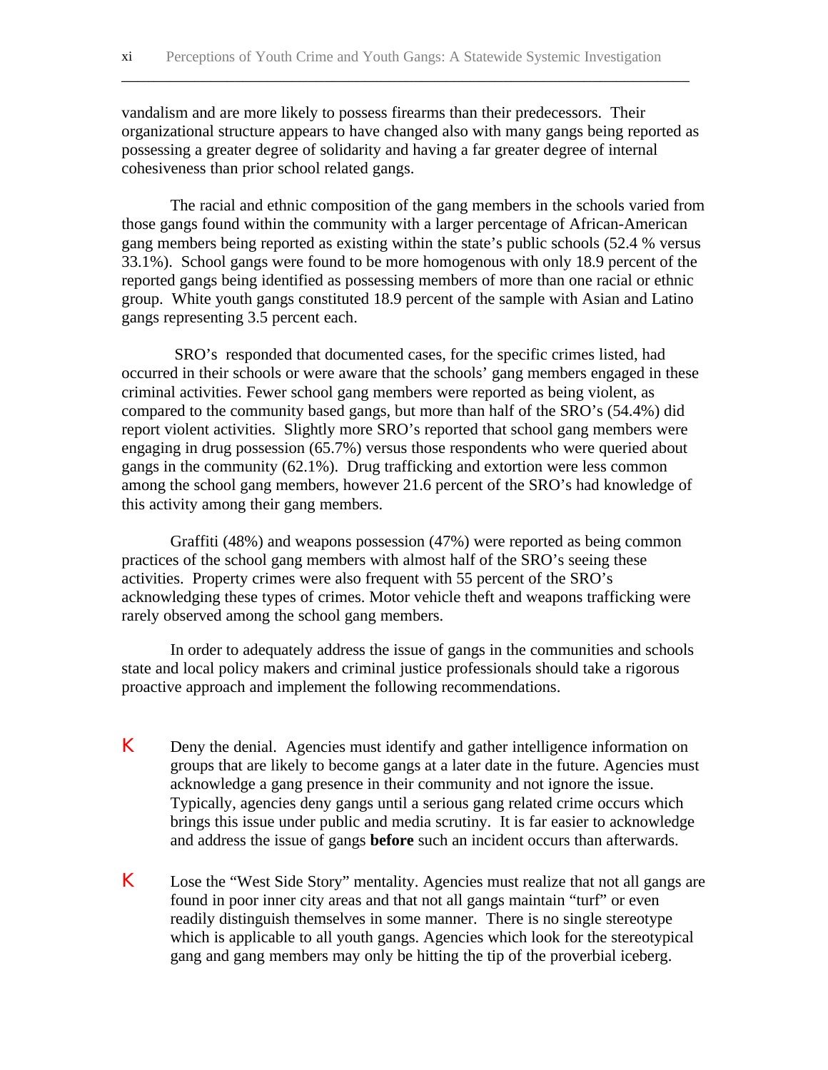vandalism and are more likely to possess firearms than their predecessors. Their organizational structure appears to have changed also with many gangs being reported as possessing a greater degree of solidarity and having a far greater degree of internal cohesiveness than prior school related gangs.

The racial and ethnic composition of the gang members in the schools varied from those gangs found within the community with a larger percentage of African-American gang members being reported as existing within the state's public schools (52.4 % versus 33.1%). School gangs were found to be more homogenous with only 18.9 percent of the reported gangs being identified as possessing members of more than one racial or ethnic group. White youth gangs constituted 18.9 percent of the sample with Asian and Latino gangs representing 3.5 percent each.

SRO's responded that documented cases, for the specific crimes listed, had occurred in their schools or were aware that the schools' gang members engaged in these criminal activities. Fewer school gang members were reported as being violent, as compared to the community based gangs, but more than half of the SRO's (54.4%) did report violent activities. Slightly more SRO's reported that school gang members were engaging in drug possession (65.7%) versus those respondents who were queried about gangs in the community (62.1%). Drug trafficking and extortion were less common among the school gang members, however 21.6 percent of the SRO's had knowledge of this activity among their gang members.

Graffiti (48%) and weapons possession (47%) were reported as being common practices of the school gang members with almost half of the SRO's seeing these activities. Property crimes were also frequent with 55 percent of the SRO's acknowledging these types of crimes. Motor vehicle theft and weapons trafficking were rarely observed among the school gang members.

In order to adequately address the issue of gangs in the communities and schools state and local policy makers and criminal justice professionals should take a rigorous proactive approach and implement the following recommendations.

- Deny the denial. Agencies must identify and gather intelligence information on groups that are likely to become gangs at a later date in the future. Agencies must acknowledge a gang presence in their community and not ignore the issue. Typically, agencies deny gangs until a serious gang related crime occurs which brings this issue under public and media scrutiny. It is far easier to acknowledge and address the issue of gangs **before** such an incident occurs than afterwards.

- Lose the "West Side Story" mentality. Agencies must realize that not all gangs are found in poor inner city areas and that not all gangs maintain "turf" or even readily distinguish themselves in some manner. There is no single stereotype which is applicable to all youth gangs. Agencies which look for the stereotypical gang and gang members may only be hitting the tip of the proverbial iceberg.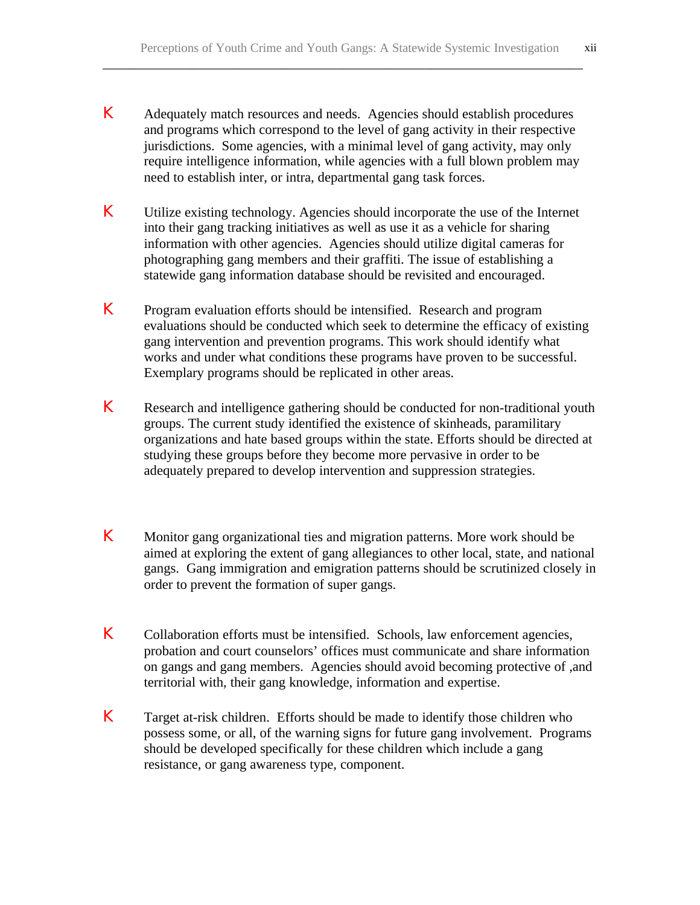- Adequately match resources and needs. Agencies should establish procedures and programs which correspond to the level of gang activity in their respective jurisdictions. Some agencies, with a minimal level of gang activity, may only require intelligence information, while agencies with a full blown problem may need to establish inter, or intra, departmental gang task forces.

- Utilize existing technology. Agencies should incorporate the use of the Internet into their gang tracking initiatives as well as use it as a vehicle for sharing information with other agencies. Agencies should utilize digital cameras for photographing gang members and their graffiti. The issue of establishing a statewide gang information database should be revisited and encouraged.

- Program evaluation efforts should be intensified. Research and program evaluations should be conducted which seek to determine the efficacy of existing gang intervention and prevention programs. This work should identify what works and under what conditions these programs have proven to be successful. Exemplary programs should be replicated in other areas.

- Research and intelligence gathering should be conducted for non-traditional youth groups. The current study identified the existence of skinheads, paramilitary organizations and hate based groups within the state. Efforts should be directed at studying these groups before they become more pervasive in order to be adequately prepared to develop intervention and suppression strategies.

- Monitor gang organizational ties and migration patterns. More work should be aimed at exploring the extent of gang allegiances to other local, state, and national gangs. Gang immigration and emigration patterns should be scrutinized closely in order to prevent the formation of super gangs.

- Collaboration efforts must be intensified. Schools, law enforcement agencies, probation and court counselors' offices must communicate and share information on gangs and gang members. Agencies should avoid becoming protective of ,and territorial with, their gang knowledge, information and expertise.

- Target at-risk children. Efforts should be made to identify those children who possess some, or all, of the warning signs for future gang involvement. Programs should be developed specifically for these children which include a gang resistance, or gang awareness type, component.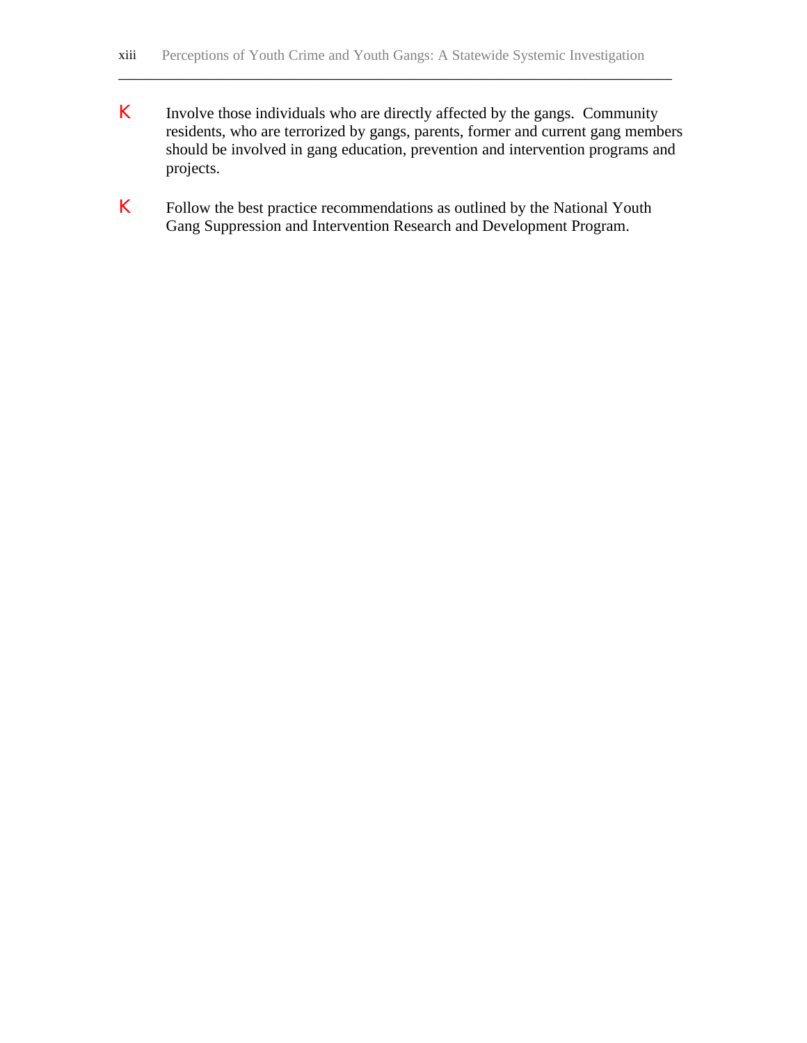- Involve those individuals who are directly affected by the gangs. Community residents, who are terrorized by gangs, parents, former and current gang members should be involved in gang education, prevention and intervention programs and projects.

- Follow the best practice recommendations as outlined by the National Youth Gang Suppression and Intervention Research and Development Program.